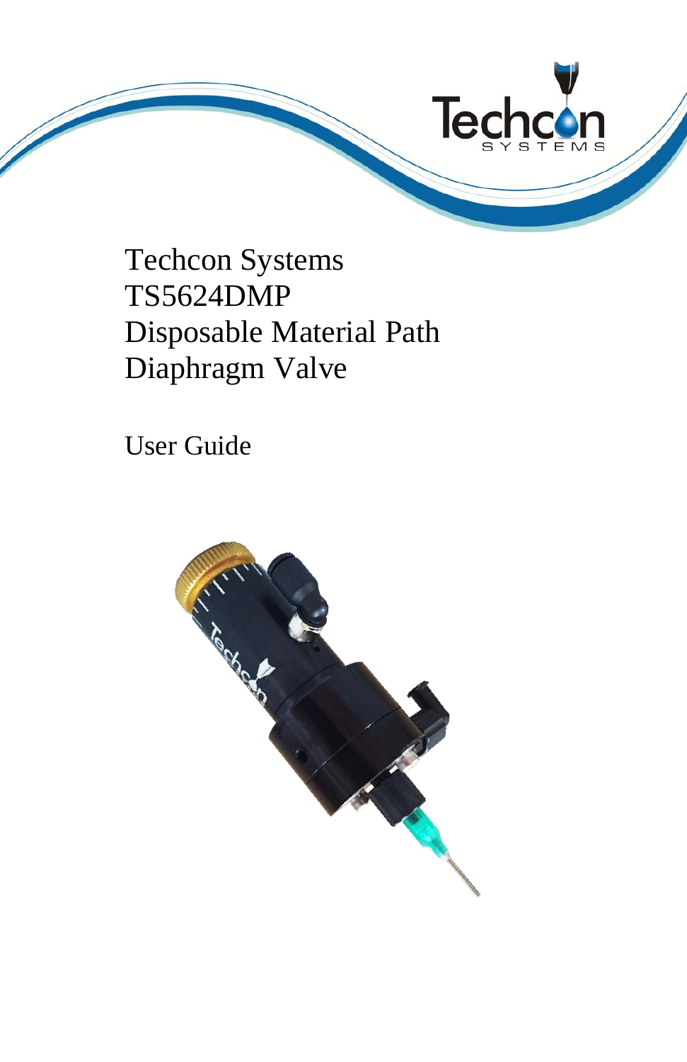# Techcon Systems
# TS5624DMP
# Disposable Material Path
# Diaphragm Valve

## User Guide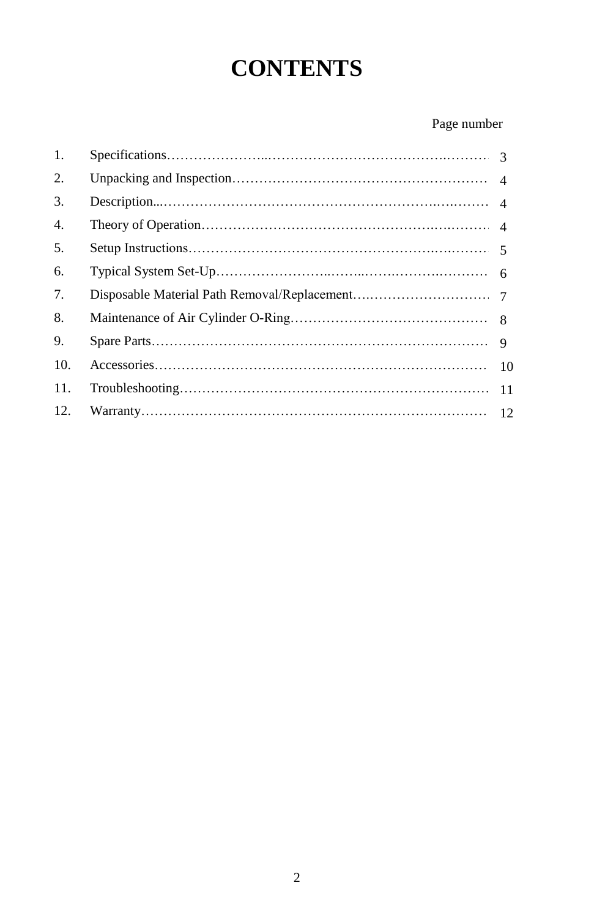# CONTENTS

| | | Page number |
|---|---|---|
| 1. | Specifications | 3 |
| 2. | Unpacking and Inspection | 4 |
| 3. | Description | 4 |
| 4. | Theory of Operation | 4 |
| 5. | Setup Instructions | 5 |
| 6. | Typical System Set-Up | 6 |
| 7. | Disposable Material Path Removal/Replacement | 7 |
| 8. | Maintenance of Air Cylinder O-Ring | 8 |
| 9. | Spare Parts | 9 |
| 10. | Accessories | 10 |
| 11. | Troubleshooting | 11 |
| 12. | Warranty | 12 |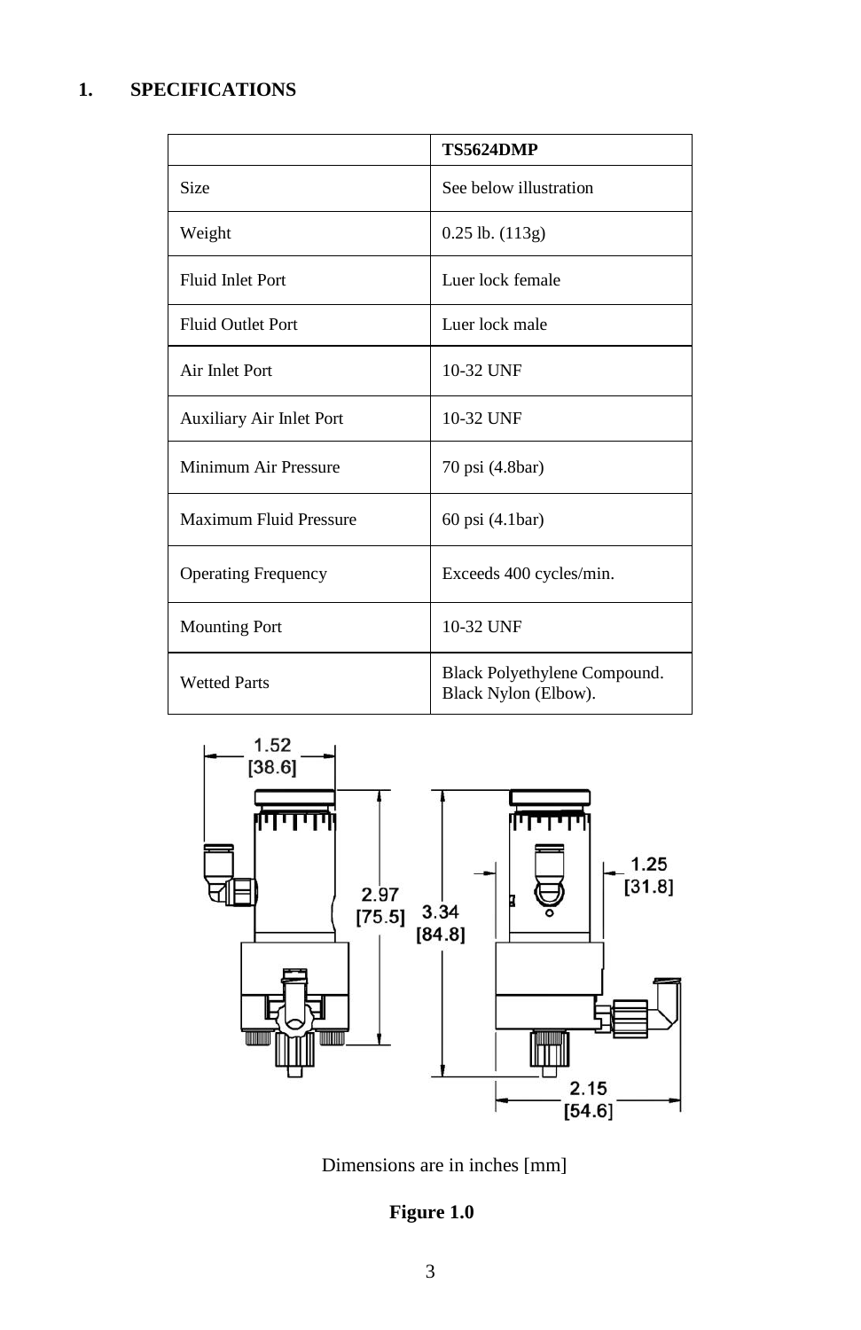# 1. SPECIFICATIONS

| | TS5624DMP |
| --- | --- |
| Size | See below illustration |
| Weight | 0.25 lb. (113g) |
| Fluid Inlet Port | Luer lock female |
| Fluid Outlet Port | Luer lock male |
| Air Inlet Port | 10-32 UNF |
| Auxiliary Air Inlet Port | 10-32 UNF |
| Minimum Air Pressure | 70 psi (4.8bar) |
| Maximum Fluid Pressure | 60 psi (4.1bar) |
| Operating Frequency | Exceeds 400 cycles/min. |
| Mounting Port | 10-32 UNF |
| Wetted Parts | Black Polyethylene Compound. Black Nylon (Elbow). |

Dimensions are in inches [mm]

**Figure 1.0**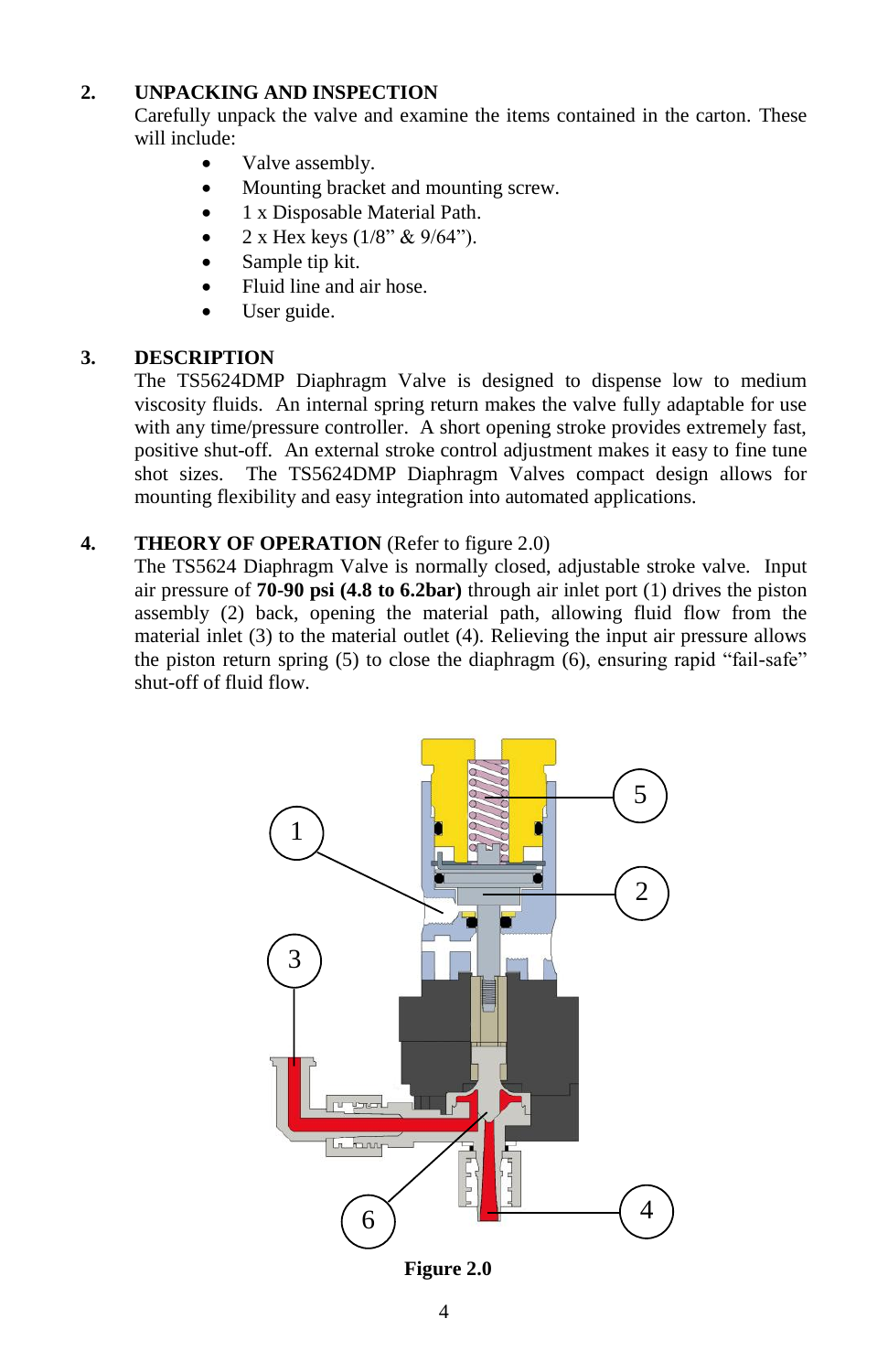## 2. UNPACKING AND INSPECTION

Carefully unpack the valve and examine the items contained in the carton. These will include:

- Valve assembly.
- Mounting bracket and mounting screw.
- 1 x Disposable Material Path.
- 2 x Hex keys (1/8" & 9/64").
- Sample tip kit.
- Fluid line and air hose.
- User guide.

## 3. DESCRIPTION

The TS5624DMP Diaphragm Valve is designed to dispense low to medium viscosity fluids. An internal spring return makes the valve fully adaptable for use with any time/pressure controller. A short opening stroke provides extremely fast, positive shut-off. An external stroke control adjustment makes it easy to fine tune shot sizes. The TS5624DMP Diaphragm Valves compact design allows for mounting flexibility and easy integration into automated applications.

## 4. THEORY OF OPERATION (Refer to figure 2.0)

The TS5624 Diaphragm Valve is normally closed, adjustable stroke valve. Input air pressure of **70-90 psi (4.8 to 6.2bar)** through air inlet port (1) drives the piston assembly (2) back, opening the material path, allowing fluid flow from the material inlet (3) to the material outlet (4). Relieving the input air pressure allows the piston return spring (5) to close the diaphragm (6), ensuring rapid "fail-safe" shut-off of fluid flow.

**Figure 2.0**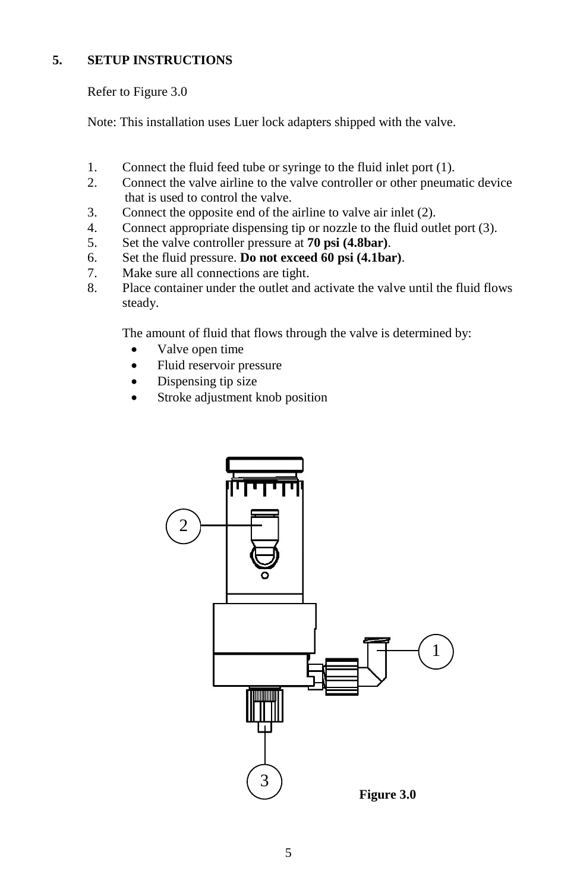## 5. SETUP INSTRUCTIONS

Refer to Figure 3.0

Note: This installation uses Luer lock adapters shipped with the valve.

1. Connect the fluid feed tube or syringe to the fluid inlet port (1).
2. Connect the valve airline to the valve controller or other pneumatic device that is used to control the valve.
3. Connect the opposite end of the airline to valve air inlet (2).
4. Connect appropriate dispensing tip or nozzle to the fluid outlet port (3).
5. Set the valve controller pressure at **70 psi (4.8bar)**.
6. Set the fluid pressure. **Do not exceed 60 psi (4.1bar)**.
7. Make sure all connections are tight.
8. Place container under the outlet and activate the valve until the fluid flows steady.

   The amount of fluid that flows through the valve is determined by:

   - Valve open time
   - Fluid reservoir pressure
   - Dispensing tip size
   - Stroke adjustment knob position

2

1

3

**Figure 3.0**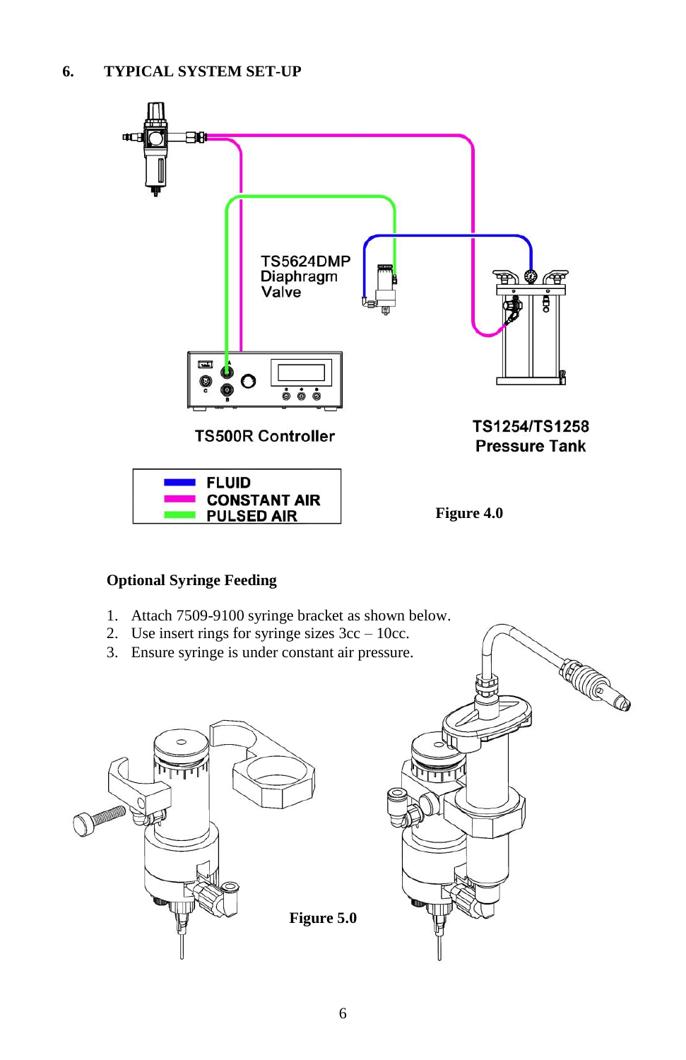## 6. TYPICAL SYSTEM SET-UP

TS5624DMP Diaphragm Valve

TS500R Controller

TS1254/TS1258 Pressure Tank

FLUID
CONSTANT AIR
PULSED AIR

Figure 4.0

**Optional Syringe Feeding**

1. Attach 7509-9100 syringe bracket as shown below.
2. Use insert rings for syringe sizes 3cc – 10cc.
3. Ensure syringe is under constant air pressure.

Figure 5.0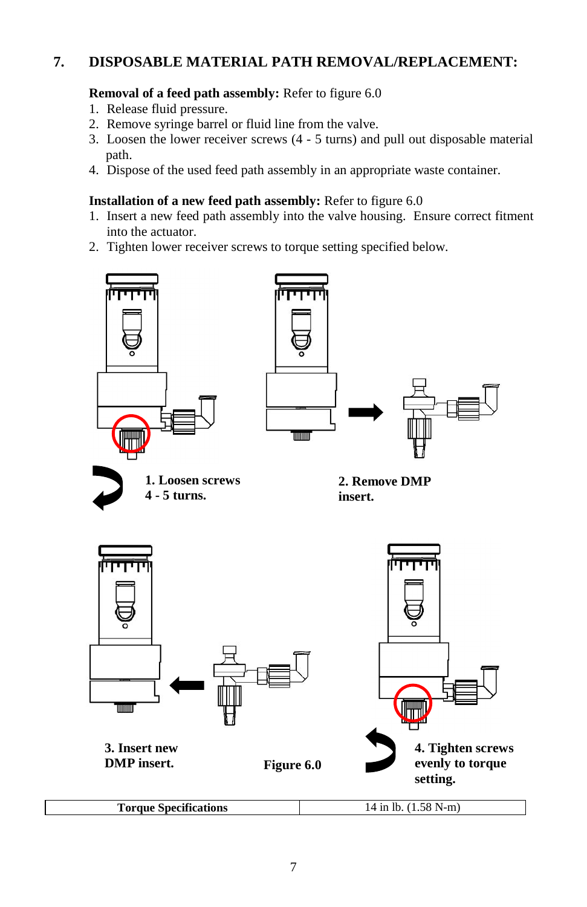## 7. DISPOSABLE MATERIAL PATH REMOVAL/REPLACEMENT:

**Removal of a feed path assembly:** Refer to figure 6.0

1. Release fluid pressure.
2. Remove syringe barrel or fluid line from the valve.
3. Loosen the lower receiver screws (4 - 5 turns) and pull out disposable material path.
4. Dispose of the used feed path assembly in an appropriate waste container.

**Installation of a new feed path assembly:** Refer to figure 6.0

1. Insert a new feed path assembly into the valve housing. Ensure correct fitment into the actuator.
2. Tighten lower receiver screws to torque setting specified below.

**1. Loosen screws 4 - 5 turns.**

**2. Remove DMP insert.**

**3. Insert new DMP insert.**

**4. Tighten screws evenly to torque setting.**

**Figure 6.0**

| **Torque Specifications** | 14 in lb. (1.58 N-m) |
|---|---|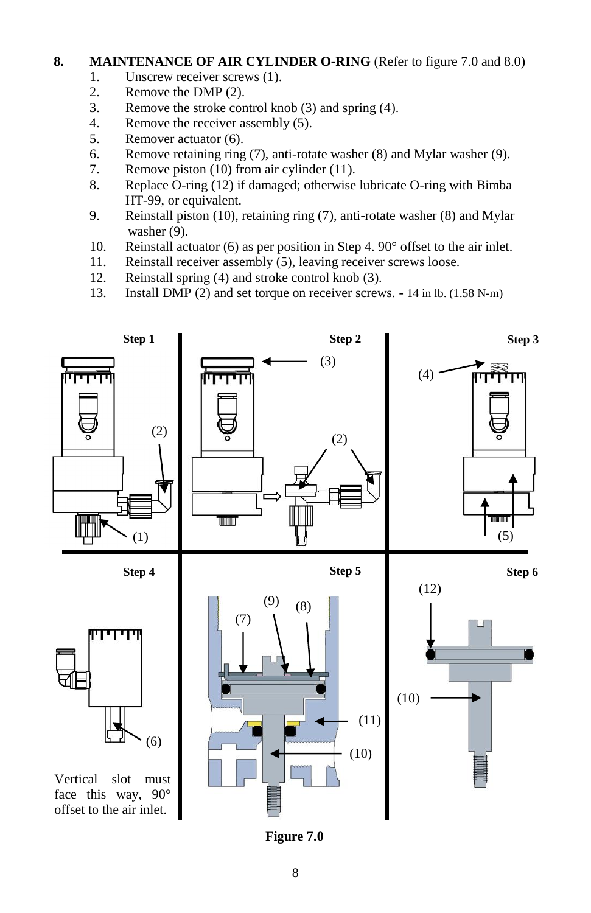## 8. MAINTENANCE OF AIR CYLINDER O-RING (Refer to figure 7.0 and 8.0)

1. Unscrew receiver screws (1).
2. Remove the DMP (2).
3. Remove the stroke control knob (3) and spring (4).
4. Remove the receiver assembly (5).
5. Remover actuator (6).
6. Remove retaining ring (7), anti-rotate washer (8) and Mylar washer (9).
7. Remove piston (10) from air cylinder (11).
8. Replace O-ring (12) if damaged; otherwise lubricate O-ring with Bimba HT-99, or equivalent.
9. Reinstall piston (10), retaining ring (7), anti-rotate washer (8) and Mylar washer (9).
10. Reinstall actuator (6) as per position in Step 4. 90° offset to the air inlet.
11. Reinstall receiver assembly (5), leaving receiver screws loose.
12. Reinstall spring (4) and stroke control knob (3).
13. Install DMP (2) and set torque on receiver screws. - 14 in lb. (1.58 N-m)

Step 1 (1) (2)

Step 2 (3) (2)

Step 3 (4) (5)

Step 4 (6)

Vertical slot must face this way, 90° offset to the air inlet.

Step 5 (7) (9) (8) (11) (10)

Step 6 (12) (10)

**Figure 7.0**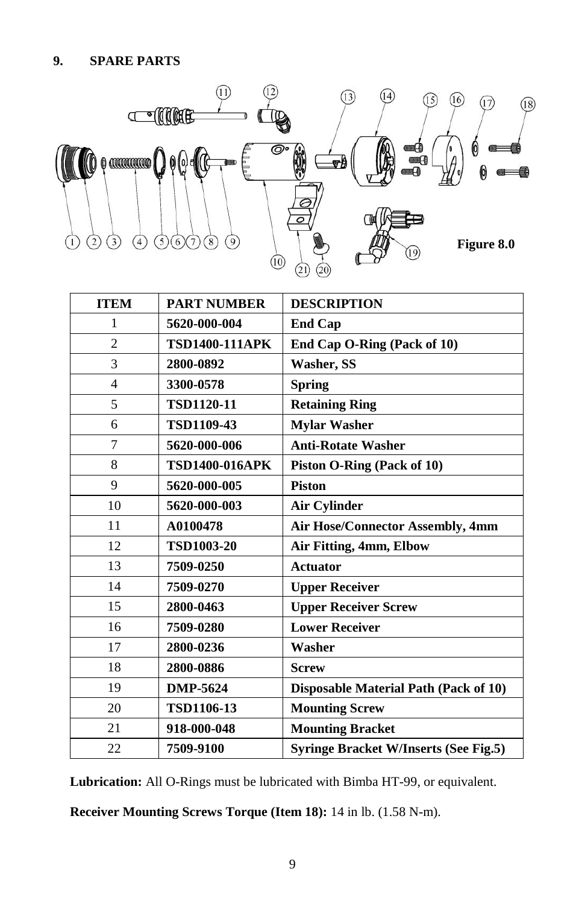## 9. SPARE PARTS

Figure 8.0

| ITEM | PART NUMBER | DESCRIPTION |
|---|---|---|
| 1 | **5620-000-004** | **End Cap** |
| 2 | **TSD1400-111APK** | **End Cap O-Ring (Pack of 10)** |
| 3 | **2800-0892** | **Washer, SS** |
| 4 | **3300-0578** | **Spring** |
| 5 | **TSD1120-11** | **Retaining Ring** |
| 6 | **TSD1109-43** | **Mylar Washer** |
| 7 | **5620-000-006** | **Anti-Rotate Washer** |
| 8 | **TSD1400-016APK** | **Piston O-Ring (Pack of 10)** |
| 9 | **5620-000-005** | **Piston** |
| 10 | **5620-000-003** | **Air Cylinder** |
| 11 | **A0100478** | **Air Hose/Connector Assembly, 4mm** |
| 12 | **TSD1003-20** | **Air Fitting, 4mm, Elbow** |
| 13 | **7509-0250** | **Actuator** |
| 14 | **7509-0270** | **Upper Receiver** |
| 15 | **2800-0463** | **Upper Receiver Screw** |
| 16 | **7509-0280** | **Lower Receiver** |
| 17 | **2800-0236** | **Washer** |
| 18 | **2800-0886** | **Screw** |
| 19 | **DMP-5624** | **Disposable Material Path (Pack of 10)** |
| 20 | **TSD1106-13** | **Mounting Screw** |
| 21 | **918-000-048** | **Mounting Bracket** |
| 22 | **7509-9100** | **Syringe Bracket W/Inserts (See Fig.5)** |

**Lubrication:** All O-Rings must be lubricated with Bimba HT-99, or equivalent.

**Receiver Mounting Screws Torque (Item 18):** 14 in lb. (1.58 N-m).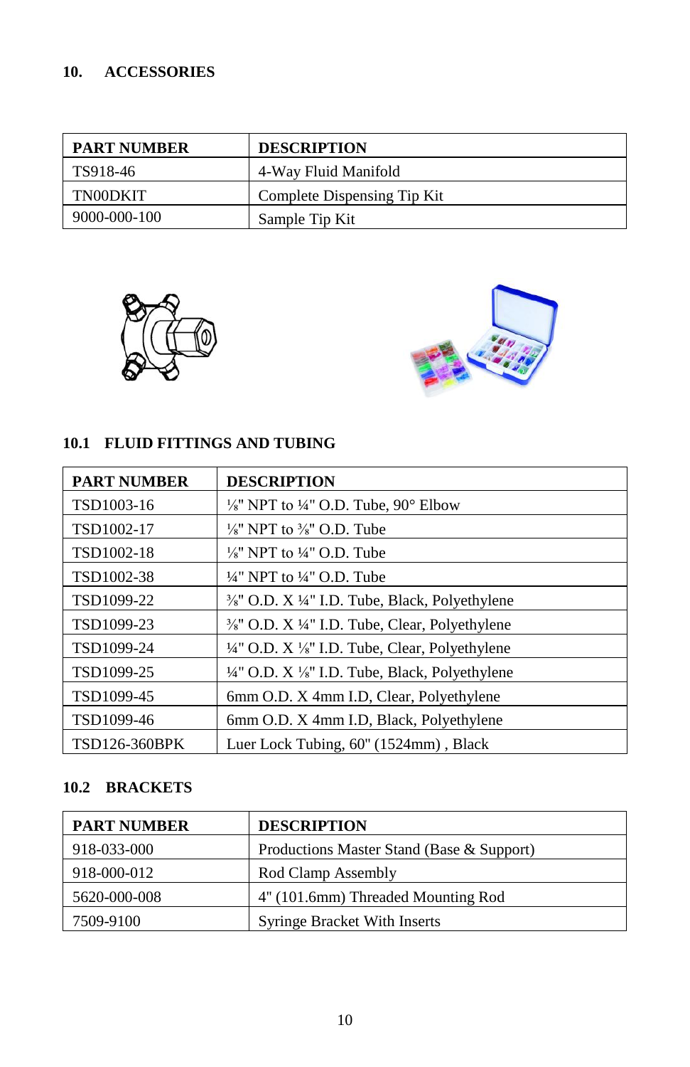## 10. ACCESSORIES

| PART NUMBER | DESCRIPTION |
|---|---|
| TS918-46 | 4-Way Fluid Manifold |
| TN00DKIT | Complete Dispensing Tip Kit |
| 9000-000-100 | Sample Tip Kit |

### 10.1 FLUID FITTINGS AND TUBING

| PART NUMBER | DESCRIPTION |
|---|---|
| TSD1003-16 | ⅛" NPT to ¼" O.D. Tube, 90° Elbow |
| TSD1002-17 | ⅛" NPT to ⅜" O.D. Tube |
| TSD1002-18 | ⅛" NPT to ¼" O.D. Tube |
| TSD1002-38 | ¼" NPT to ¼" O.D. Tube |
| TSD1099-22 | ⅜" O.D. X ¼" I.D. Tube, Black, Polyethylene |
| TSD1099-23 | ⅜" O.D. X ¼" I.D. Tube, Clear, Polyethylene |
| TSD1099-24 | ¼" O.D. X ⅛" I.D. Tube, Clear, Polyethylene |
| TSD1099-25 | ¼" O.D. X ⅛" I.D. Tube, Black, Polyethylene |
| TSD1099-45 | 6mm O.D. X 4mm I.D, Clear, Polyethylene |
| TSD1099-46 | 6mm O.D. X 4mm I.D, Black, Polyethylene |
| TSD126-360BPK | Luer Lock Tubing, 60" (1524mm) , Black |

### 10.2 BRACKETS

| PART NUMBER | DESCRIPTION |
|---|---|
| 918-033-000 | Productions Master Stand (Base & Support) |
| 918-000-012 | Rod Clamp Assembly |
| 5620-000-008 | 4" (101.6mm) Threaded Mounting Rod |
| 7509-9100 | Syringe Bracket With Inserts |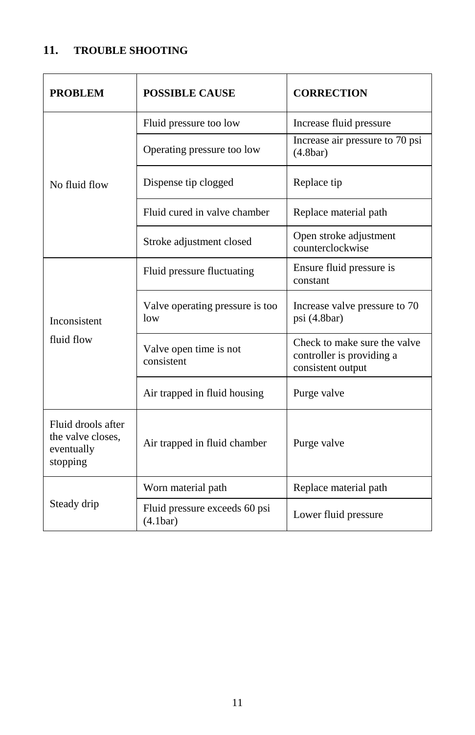## 11. TROUBLE SHOOTING

| PROBLEM | POSSIBLE CAUSE | CORRECTION |
| --- | --- | --- |
| No fluid flow | Fluid pressure too low | Increase fluid pressure |
| | Operating pressure too low | Increase air pressure to 70 psi (4.8bar) |
| | Dispense tip clogged | Replace tip |
| | Fluid cured in valve chamber | Replace material path |
| | Stroke adjustment closed | Open stroke adjustment counterclockwise |
| Inconsistent fluid flow | Fluid pressure fluctuating | Ensure fluid pressure is constant |
| | Valve operating pressure is too low | Increase valve pressure to 70 psi (4.8bar) |
| | Valve open time is not consistent | Check to make sure the valve controller is providing a consistent output |
| | Air trapped in fluid housing | Purge valve |
| Fluid drools after the valve closes, eventually stopping | Air trapped in fluid chamber | Purge valve |
| Steady drip | Worn material path | Replace material path |
| | Fluid pressure exceeds 60 psi (4.1bar) | Lower fluid pressure |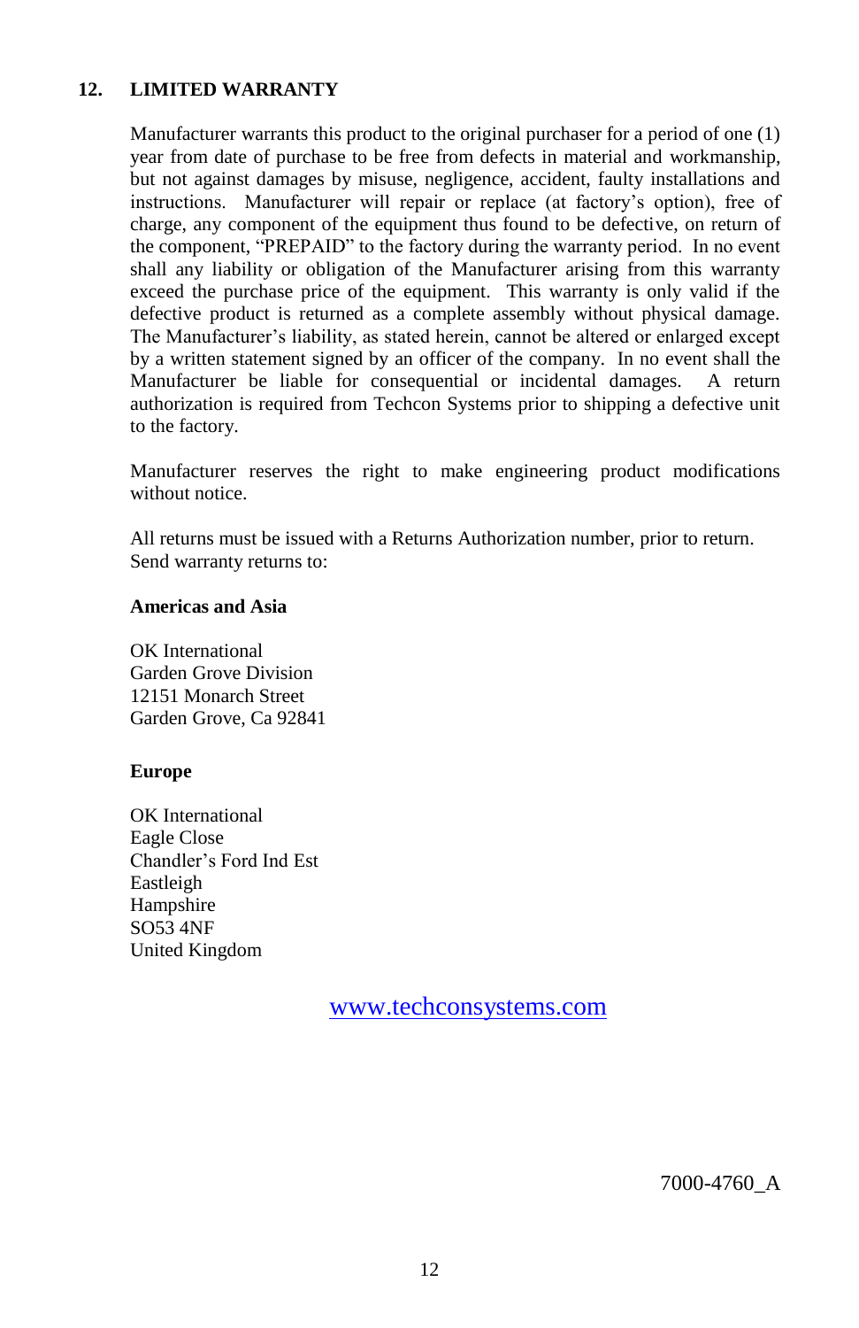## 12. LIMITED WARRANTY

Manufacturer warrants this product to the original purchaser for a period of one (1) year from date of purchase to be free from defects in material and workmanship, but not against damages by misuse, negligence, accident, faulty installations and instructions. Manufacturer will repair or replace (at factory's option), free of charge, any component of the equipment thus found to be defective, on return of the component, "PREPAID" to the factory during the warranty period. In no event shall any liability or obligation of the Manufacturer arising from this warranty exceed the purchase price of the equipment. This warranty is only valid if the defective product is returned as a complete assembly without physical damage. The Manufacturer's liability, as stated herein, cannot be altered or enlarged except by a written statement signed by an officer of the company. In no event shall the Manufacturer be liable for consequential or incidental damages. A return authorization is required from Techcon Systems prior to shipping a defective unit to the factory.

Manufacturer reserves the right to make engineering product modifications without notice.

All returns must be issued with a Returns Authorization number, prior to return.
Send warranty returns to:

**Americas and Asia**

OK International
Garden Grove Division
12151 Monarch Street
Garden Grove, Ca 92841

**Europe**

OK International
Eagle Close
Chandler's Ford Ind Est
Eastleigh
Hampshire
SO53 4NF
United Kingdom

www.techconsystems.com

7000-4760_A